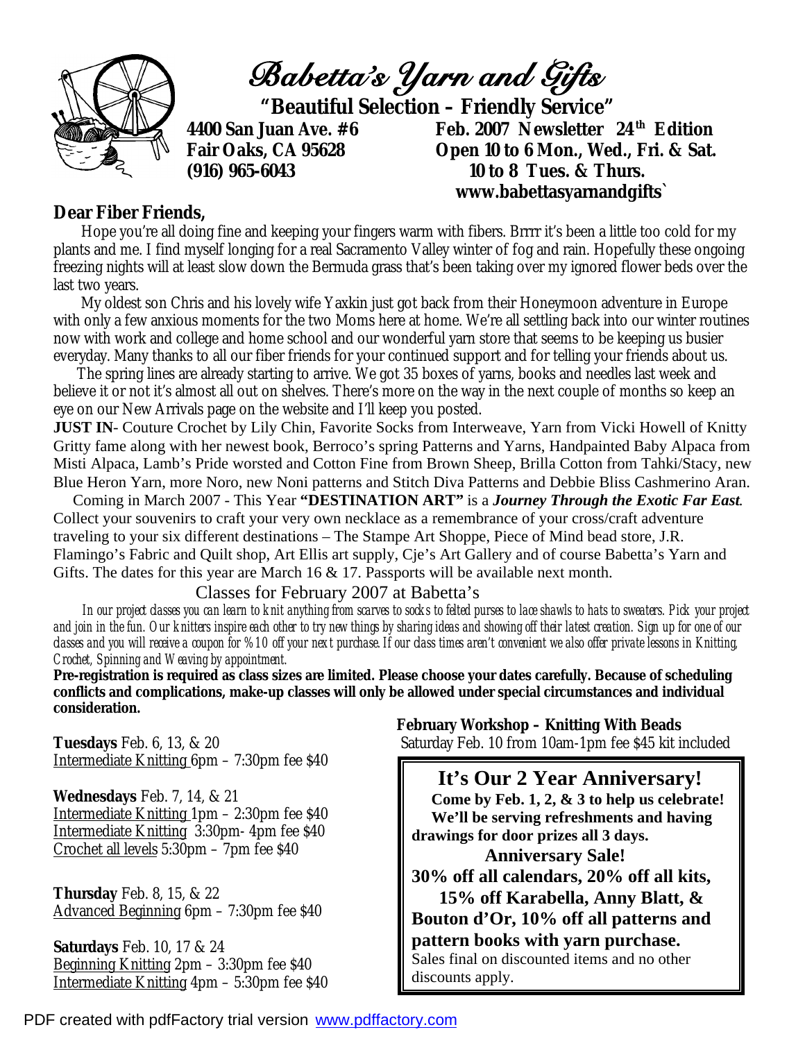# Babetta's Yarn and Gifts

**"Beautiful Selection – Friendly Service"**

**4400 San Juan Ave. #6**
**Fair Oaks, CA 95628**
**(916) 965-6043**

**Feb. 2007 Newsletter 24th Edition**
**Open 10 to 6 Mon., Wed., Fri. & Sat.**
**10 to 8 Tues. & Thurs.**
**www.babettasyarnandgifts`**

**Dear Fiber Friends,**

Hope you're all doing fine and keeping your fingers warm with fibers. Brrrr it's been a little too cold for my plants and me. I find myself longing for a real Sacramento Valley winter of fog and rain. Hopefully these ongoing freezing nights will at least slow down the Bermuda grass that's been taking over my ignored flower beds over the last two years.

My oldest son Chris and his lovely wife Yaxkin just got back from their Honeymoon adventure in Europe with only a few anxious moments for the two Moms here at home. We're all settling back into our winter routines now with work and college and home school and our wonderful yarn store that seems to be keeping us busier everyday. Many thanks to all our fiber friends for your continued support and for telling your friends about us.

The spring lines are already starting to arrive. We got 35 boxes of yarns, books and needles last week and believe it or not it's almost all out on shelves. There's more on the way in the next couple of months so keep an eye on our New Arrivals page on the website and I'll keep you posted.

**JUST IN**- Couture Crochet by Lily Chin, Favorite Socks from Interweave, Yarn from Vicki Howell of Knitty Gritty fame along with her newest book, Berroco's spring Patterns and Yarns, Handpainted Baby Alpaca from Misti Alpaca, Lamb's Pride worsted and Cotton Fine from Brown Sheep, Brilla Cotton from Tahki/Stacy, new Blue Heron Yarn, more Noro, new Noni patterns and Stitch Diva Patterns and Debbie Bliss Cashmerino Aran.

Coming in March 2007 - This Year **"DESTINATION ART"** is a ***Journey Through the Exotic Far East.*** Collect your souvenirs to craft your very own necklace as a remembrance of your cross/craft adventure traveling to your six different destinations – The Stampe Art Shoppe, Piece of Mind bead store, J.R. Flamingo's Fabric and Quilt shop, Art Ellis art supply, Cje's Art Gallery and of course Babetta's Yarn and Gifts. The dates for this year are March 16 & 17. Passports will be available next month.

## Classes for February 2007 at Babetta's

*In our project classes you can learn to knit anything from scarves to socks to felted purses to lace shawls to hats to sweaters. Pick your project and join in the fun. Our knitters inspire each other to try new things by sharing ideas and showing off their latest creation. Sign up for one of our classes and you will receive a coupon for %10 off your next purchase. If our class times aren't convenient we also offer private lessons in Knitting, Crochet, Spinning and Weaving by appointment.*

**Pre-registration is required as class sizes are limited. Please choose your dates carefully. Because of scheduling conflicts and complications, make-up classes will only be allowed under special circumstances and individual consideration.**

**Tuesdays** Feb. 6, 13, & 20
Intermediate Knitting 6pm – 7:30pm fee $40

**Wednesdays** Feb. 7, 14, & 21
Intermediate Knitting 1pm – 2:30pm fee $40
Intermediate Knitting 3:30pm- 4pm fee $40
Crochet all levels 5:30pm – 7pm fee $40

**Thursday** Feb. 8, 15, & 22
Advanced Beginning 6pm – 7:30pm fee $40

**Saturdays** Feb. 10, 17 & 24
Beginning Knitting 2pm – 3:30pm fee $40
Intermediate Knitting 4pm – 5:30pm fee $40

**February Workshop – Knitting With Beads**
Saturday Feb. 10 from 10am-1pm fee $45 kit included

**It's Our 2 Year Anniversary!**

**Come by Feb. 1, 2, & 3 to help us celebrate! We'll be serving refreshments and having drawings for door prizes all 3 days.**

**Anniversary Sale!**

**30% off all calendars, 20% off all kits, 15% off Karabella, Anny Blatt, & Bouton d'Or, 10% off all patterns and pattern books with yarn purchase.**

Sales final on discounted items and no other discounts apply.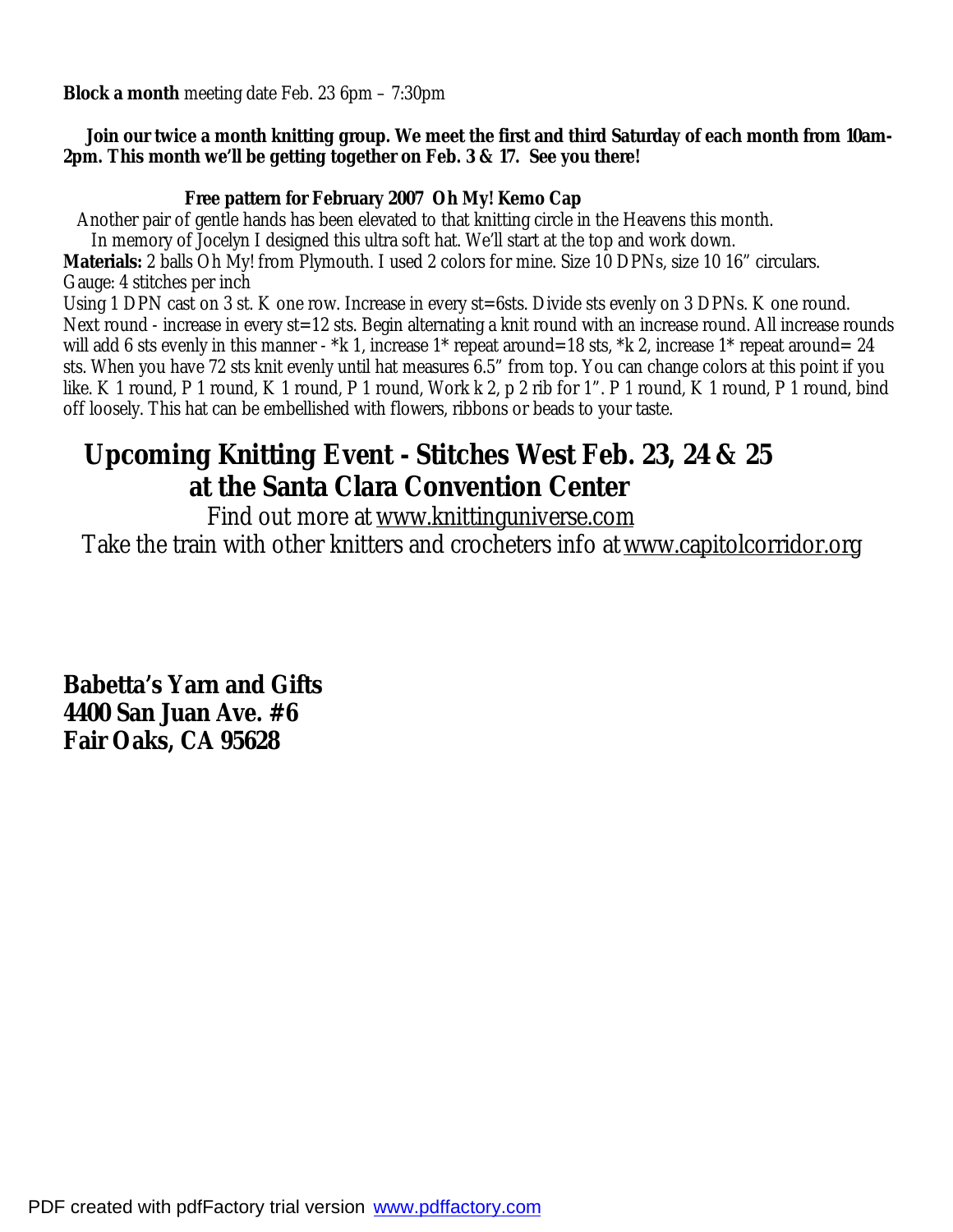**Block a month** meeting date Feb. 23 6pm – 7:30pm

**Join our twice a month knitting group. We meet the first and third Saturday of each month from 10am-2pm. This month we'll be getting together on Feb. 3 & 17. See you there!**

**Free pattern for February 2007 Oh My! Kemo Cap**

Another pair of gentle hands has been elevated to that knitting circle in the Heavens this month.

In memory of Jocelyn I designed this ultra soft hat. We'll start at the top and work down.

**Materials:** 2 balls Oh My! from Plymouth. I used 2 colors for mine. Size 10 DPNs, size 10 16" circulars.
Gauge: 4 stitches per inch

Using 1 DPN cast on 3 st. K one row. Increase in every st=6sts. Divide sts evenly on 3 DPNs. K one round. Next round - increase in every st=12 sts. Begin alternating a knit round with an increase round. All increase rounds will add 6 sts evenly in this manner - *k 1, increase 1* repeat around=18 sts, *k 2, increase 1* repeat around= 24 sts. When you have 72 sts knit evenly until hat measures 6.5" from top. You can change colors at this point if you like. K 1 round, P 1 round, K 1 round, P 1 round, Work k 2, p 2 rib for 1". P 1 round, K 1 round, P 1 round, bind off loosely. This hat can be embellished with flowers, ribbons or beads to your taste.

## Upcoming Knitting Event - Stitches West Feb. 23, 24 & 25 at the Santa Clara Convention Center

Find out more at www.knittinguniverse.com

Take the train with other knitters and crocheters info at www.capitolcorridor.org

**Babetta's Yarn and Gifts**
**4400 San Juan Ave. #6**
**Fair Oaks, CA 95628**

PDF created with pdfFactory trial version www.pdffactory.com